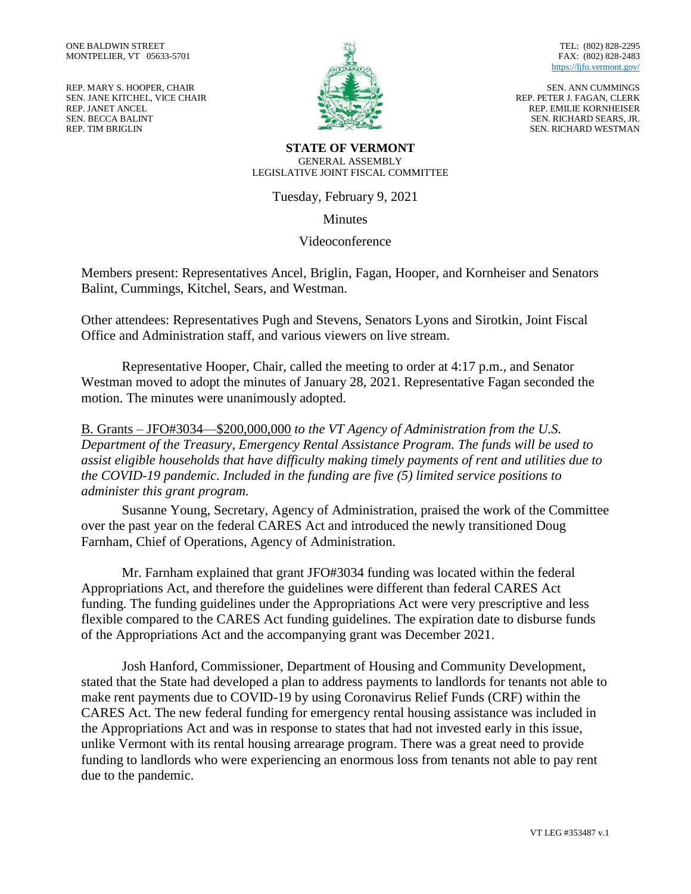ONE BALDWIN STREET
MONTPELIER, VT 05633-5701

REP. MARY S. HOOPER, CHAIR
SEN. JANE KITCHEL, VICE CHAIR
REP. JANET ANCEL
SEN. BECCA BALINT
REP. TIM BRIGLIN

TEL: (802) 828-2295
FAX: (802) 828-2483
https://ljfo.vermont.gov/

SEN. ANN CUMMINGS
REP. PETER J. FAGAN, CLERK
REP. EMILIE KORNHEISER
SEN. RICHARD SEARS, JR.
SEN. RICHARD WESTMAN

**STATE OF VERMONT**
GENERAL ASSEMBLY
LEGISLATIVE JOINT FISCAL COMMITTEE

Tuesday, February 9, 2021

Minutes

Videoconference

Members present: Representatives Ancel, Briglin, Fagan, Hooper, and Kornheiser and Senators Balint, Cummings, Kitchel, Sears, and Westman.

Other attendees: Representatives Pugh and Stevens, Senators Lyons and Sirotkin, Joint Fiscal Office and Administration staff, and various viewers on live stream.

Representative Hooper, Chair, called the meeting to order at 4:17 p.m., and Senator Westman moved to adopt the minutes of January 28, 2021. Representative Fagan seconded the motion. The minutes were unanimously adopted.

B. Grants – JFO#3034—$200,000,000 *to the VT Agency of Administration from the U.S. Department of the Treasury, Emergency Rental Assistance Program. The funds will be used to assist eligible households that have difficulty making timely payments of rent and utilities due to the COVID-19 pandemic. Included in the funding are five (5) limited service positions to administer this grant program.*

Susanne Young, Secretary, Agency of Administration, praised the work of the Committee over the past year on the federal CARES Act and introduced the newly transitioned Doug Farnham, Chief of Operations, Agency of Administration.

Mr. Farnham explained that grant JFO#3034 funding was located within the federal Appropriations Act, and therefore the guidelines were different than federal CARES Act funding. The funding guidelines under the Appropriations Act were very prescriptive and less flexible compared to the CARES Act funding guidelines. The expiration date to disburse funds of the Appropriations Act and the accompanying grant was December 2021.

Josh Hanford, Commissioner, Department of Housing and Community Development, stated that the State had developed a plan to address payments to landlords for tenants not able to make rent payments due to COVID-19 by using Coronavirus Relief Funds (CRF) within the CARES Act. The new federal funding for emergency rental housing assistance was included in the Appropriations Act and was in response to states that had not invested early in this issue, unlike Vermont with its rental housing arrearage program. There was a great need to provide funding to landlords who were experiencing an enormous loss from tenants not able to pay rent due to the pandemic.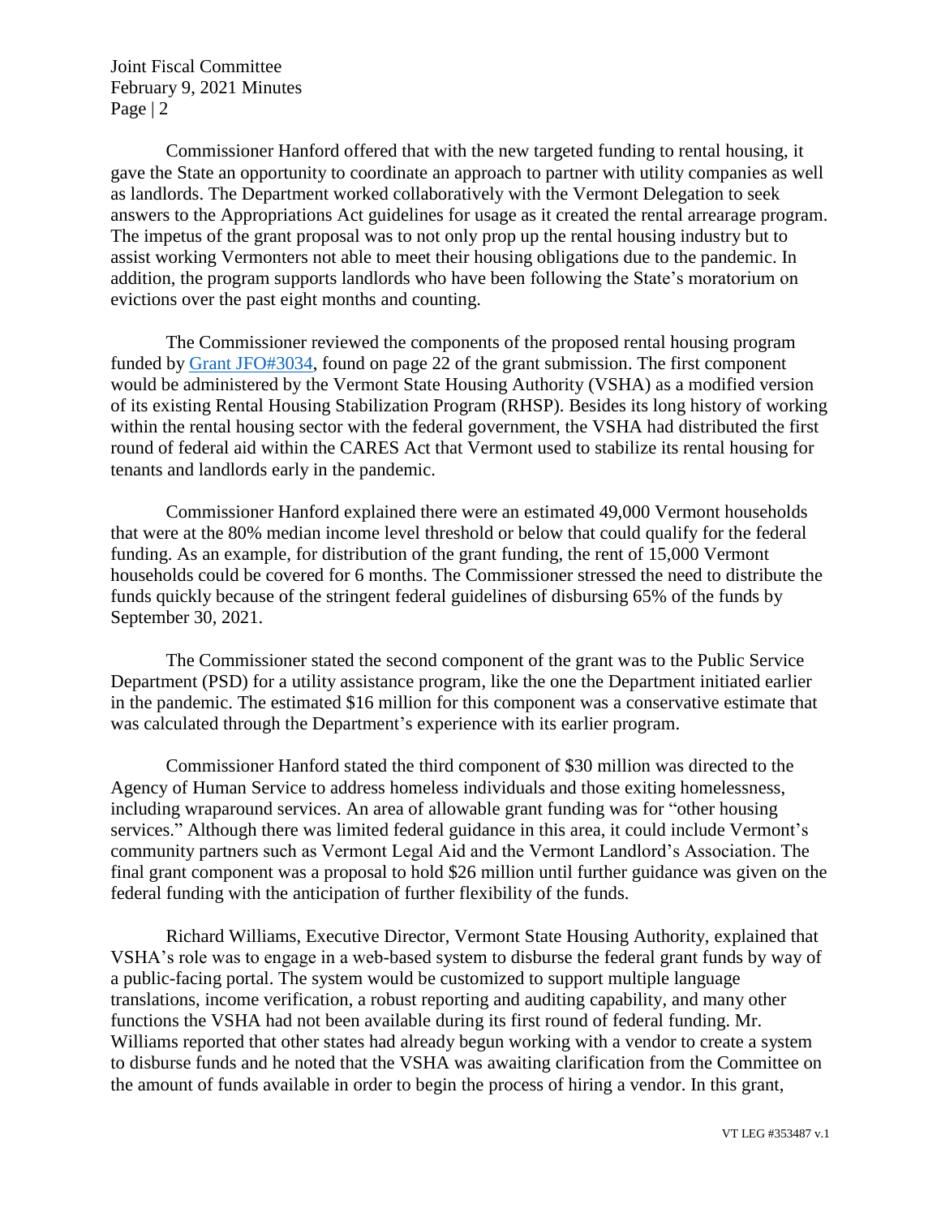Commissioner Hanford offered that with the new targeted funding to rental housing, it gave the State an opportunity to coordinate an approach to partner with utility companies as well as landlords. The Department worked collaboratively with the Vermont Delegation to seek answers to the Appropriations Act guidelines for usage as it created the rental arrearage program. The impetus of the grant proposal was to not only prop up the rental housing industry but to assist working Vermonters not able to meet their housing obligations due to the pandemic. In addition, the program supports landlords who have been following the State's moratorium on evictions over the past eight months and counting.

The Commissioner reviewed the components of the proposed rental housing program funded by [Grant JFO#3034](), found on page 22 of the grant submission. The first component would be administered by the Vermont State Housing Authority (VSHA) as a modified version of its existing Rental Housing Stabilization Program (RHSP). Besides its long history of working within the rental housing sector with the federal government, the VSHA had distributed the first round of federal aid within the CARES Act that Vermont used to stabilize its rental housing for tenants and landlords early in the pandemic.

Commissioner Hanford explained there were an estimated 49,000 Vermont households that were at the 80% median income level threshold or below that could qualify for the federal funding. As an example, for distribution of the grant funding, the rent of 15,000 Vermont households could be covered for 6 months. The Commissioner stressed the need to distribute the funds quickly because of the stringent federal guidelines of disbursing 65% of the funds by September 30, 2021.

The Commissioner stated the second component of the grant was to the Public Service Department (PSD) for a utility assistance program, like the one the Department initiated earlier in the pandemic. The estimated $16 million for this component was a conservative estimate that was calculated through the Department's experience with its earlier program.

Commissioner Hanford stated the third component of $30 million was directed to the Agency of Human Service to address homeless individuals and those exiting homelessness, including wraparound services. An area of allowable grant funding was for "other housing services." Although there was limited federal guidance in this area, it could include Vermont's community partners such as Vermont Legal Aid and the Vermont Landlord's Association. The final grant component was a proposal to hold $26 million until further guidance was given on the federal funding with the anticipation of further flexibility of the funds.

Richard Williams, Executive Director, Vermont State Housing Authority, explained that VSHA's role was to engage in a web-based system to disburse the federal grant funds by way of a public-facing portal. The system would be customized to support multiple language translations, income verification, a robust reporting and auditing capability, and many other functions the VSHA had not been available during its first round of federal funding. Mr. Williams reported that other states had already begun working with a vendor to create a system to disburse funds and he noted that the VSHA was awaiting clarification from the Committee on the amount of funds available in order to begin the process of hiring a vendor. In this grant,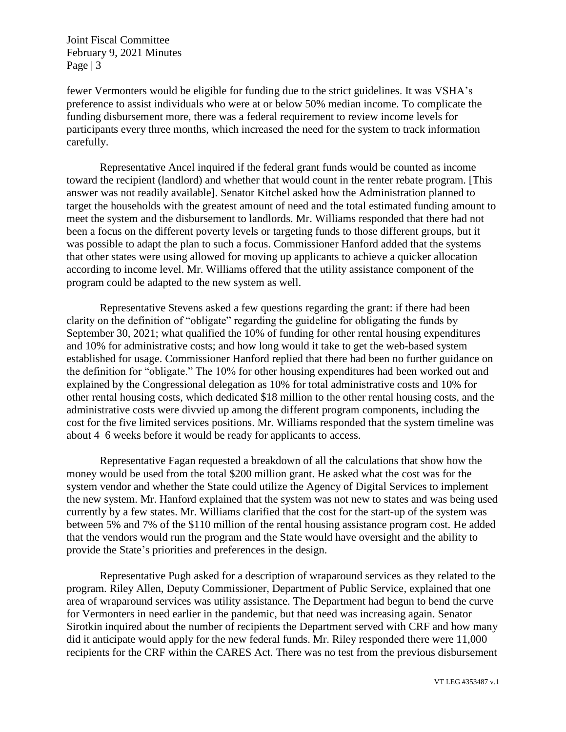fewer Vermonters would be eligible for funding due to the strict guidelines. It was VSHA's preference to assist individuals who were at or below 50% median income. To complicate the funding disbursement more, there was a federal requirement to review income levels for participants every three months, which increased the need for the system to track information carefully.

Representative Ancel inquired if the federal grant funds would be counted as income toward the recipient (landlord) and whether that would count in the renter rebate program. [This answer was not readily available]. Senator Kitchel asked how the Administration planned to target the households with the greatest amount of need and the total estimated funding amount to meet the system and the disbursement to landlords. Mr. Williams responded that there had not been a focus on the different poverty levels or targeting funds to those different groups, but it was possible to adapt the plan to such a focus. Commissioner Hanford added that the systems that other states were using allowed for moving up applicants to achieve a quicker allocation according to income level. Mr. Williams offered that the utility assistance component of the program could be adapted to the new system as well.

Representative Stevens asked a few questions regarding the grant: if there had been clarity on the definition of "obligate" regarding the guideline for obligating the funds by September 30, 2021; what qualified the 10% of funding for other rental housing expenditures and 10% for administrative costs; and how long would it take to get the web-based system established for usage. Commissioner Hanford replied that there had been no further guidance on the definition for "obligate." The 10% for other housing expenditures had been worked out and explained by the Congressional delegation as 10% for total administrative costs and 10% for other rental housing costs, which dedicated \$18 million to the other rental housing costs, and the administrative costs were divvied up among the different program components, including the cost for the five limited services positions. Mr. Williams responded that the system timeline was about 4–6 weeks before it would be ready for applicants to access.

Representative Fagan requested a breakdown of all the calculations that show how the money would be used from the total \$200 million grant. He asked what the cost was for the system vendor and whether the State could utilize the Agency of Digital Services to implement the new system. Mr. Hanford explained that the system was not new to states and was being used currently by a few states. Mr. Williams clarified that the cost for the start-up of the system was between 5% and 7% of the \$110 million of the rental housing assistance program cost. He added that the vendors would run the program and the State would have oversight and the ability to provide the State's priorities and preferences in the design.

Representative Pugh asked for a description of wraparound services as they related to the program. Riley Allen, Deputy Commissioner, Department of Public Service, explained that one area of wraparound services was utility assistance. The Department had begun to bend the curve for Vermonters in need earlier in the pandemic, but that need was increasing again. Senator Sirotkin inquired about the number of recipients the Department served with CRF and how many did it anticipate would apply for the new federal funds. Mr. Riley responded there were 11,000 recipients for the CRF within the CARES Act. There was no test from the previous disbursement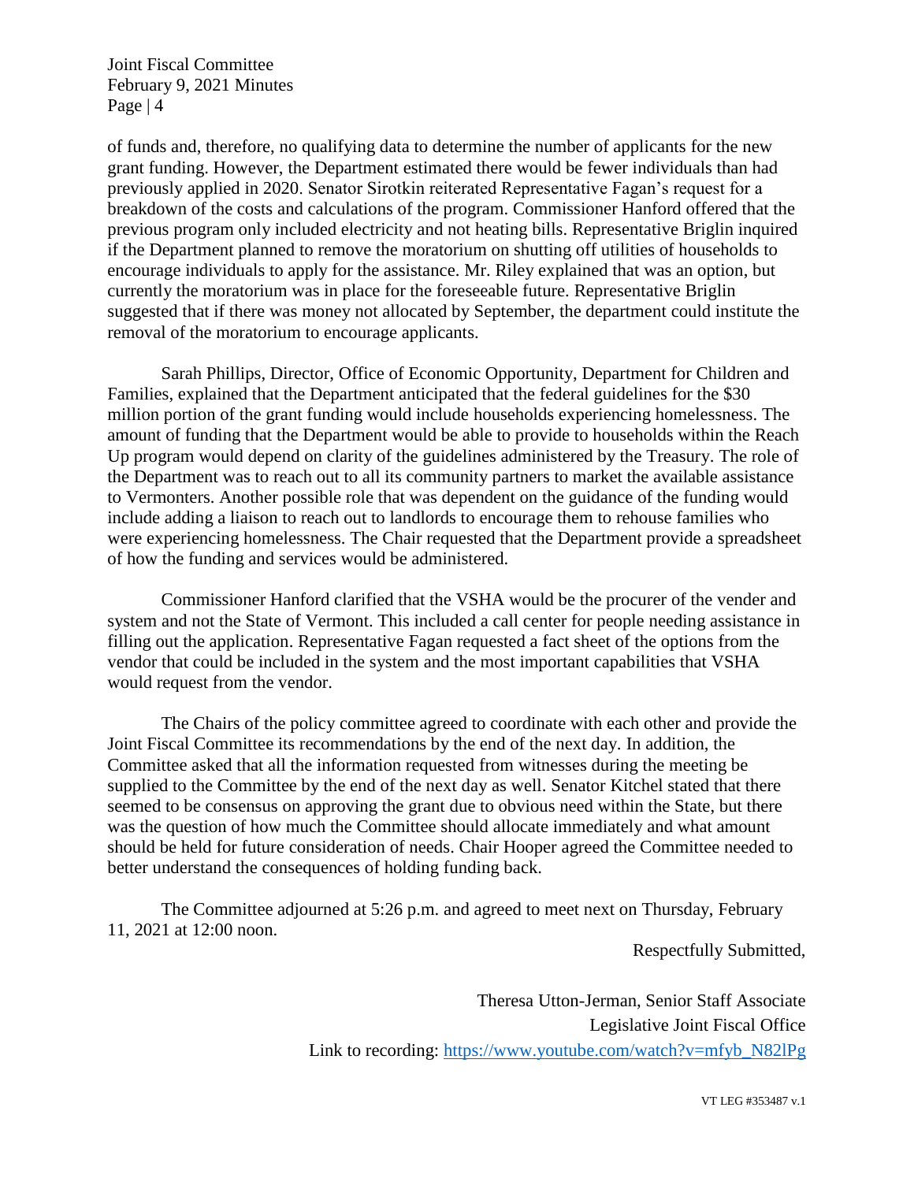of funds and, therefore, no qualifying data to determine the number of applicants for the new grant funding. However, the Department estimated there would be fewer individuals than had previously applied in 2020. Senator Sirotkin reiterated Representative Fagan's request for a breakdown of the costs and calculations of the program. Commissioner Hanford offered that the previous program only included electricity and not heating bills. Representative Briglin inquired if the Department planned to remove the moratorium on shutting off utilities of households to encourage individuals to apply for the assistance. Mr. Riley explained that was an option, but currently the moratorium was in place for the foreseeable future. Representative Briglin suggested that if there was money not allocated by September, the department could institute the removal of the moratorium to encourage applicants.

Sarah Phillips, Director, Office of Economic Opportunity, Department for Children and Families, explained that the Department anticipated that the federal guidelines for the $30 million portion of the grant funding would include households experiencing homelessness. The amount of funding that the Department would be able to provide to households within the Reach Up program would depend on clarity of the guidelines administered by the Treasury. The role of the Department was to reach out to all its community partners to market the available assistance to Vermonters. Another possible role that was dependent on the guidance of the funding would include adding a liaison to reach out to landlords to encourage them to rehouse families who were experiencing homelessness. The Chair requested that the Department provide a spreadsheet of how the funding and services would be administered.

Commissioner Hanford clarified that the VSHA would be the procurer of the vender and system and not the State of Vermont. This included a call center for people needing assistance in filling out the application. Representative Fagan requested a fact sheet of the options from the vendor that could be included in the system and the most important capabilities that VSHA would request from the vendor.

The Chairs of the policy committee agreed to coordinate with each other and provide the Joint Fiscal Committee its recommendations by the end of the next day. In addition, the Committee asked that all the information requested from witnesses during the meeting be supplied to the Committee by the end of the next day as well. Senator Kitchel stated that there seemed to be consensus on approving the grant due to obvious need within the State, but there was the question of how much the Committee should allocate immediately and what amount should be held for future consideration of needs. Chair Hooper agreed the Committee needed to better understand the consequences of holding funding back.

The Committee adjourned at 5:26 p.m. and agreed to meet next on Thursday, February 11, 2021 at 12:00 noon.

Respectfully Submitted,

Theresa Utton-Jerman, Senior Staff Associate
Legislative Joint Fiscal Office
Link to recording: https://www.youtube.com/watch?v=mfyb_N82lPg

VT LEG #353487 v.1